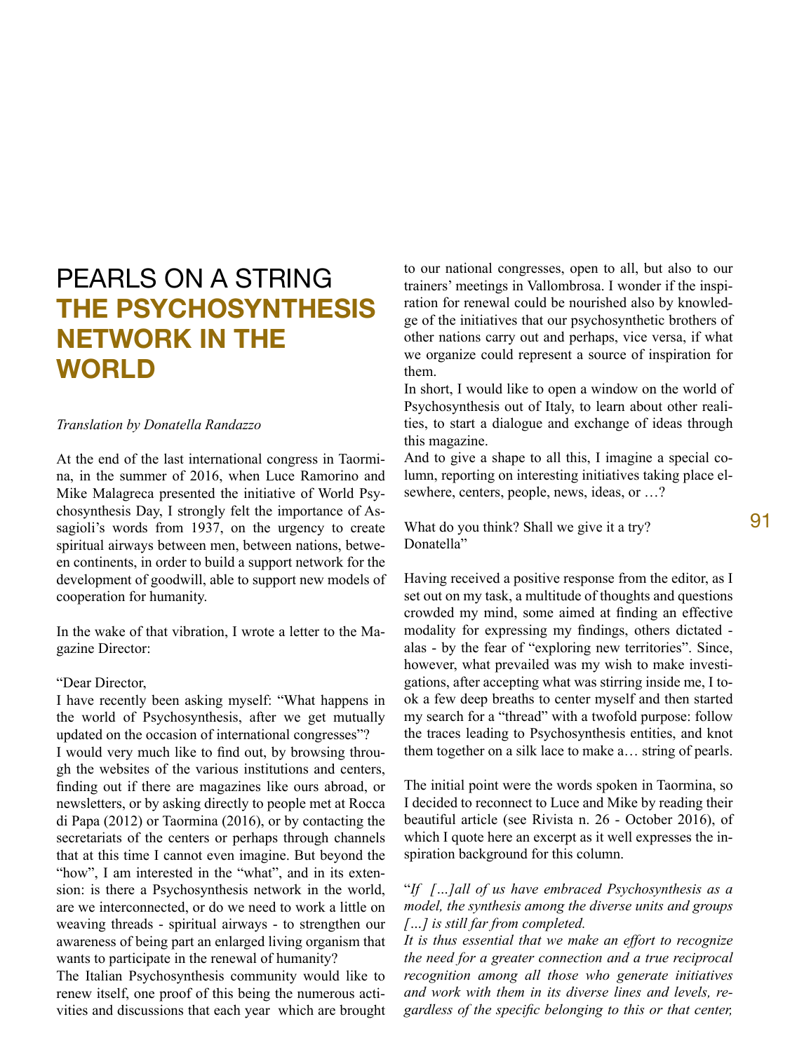# PEARLS ON A STRING
# THE PSYCHOSYNTHESIS NETWORK IN THE WORLD

*Translation by Donatella Randazzo*

At the end of the last international congress in Taormina, in the summer of 2016, when Luce Ramorino and Mike Malagreca presented the initiative of World Psychosynthesis Day, I strongly felt the importance of Assagioli's words from 1937, on the urgency to create spiritual airways between men, between nations, between continents, in order to build a support network for the development of goodwill, able to support new models of cooperation for humanity.

In the wake of that vibration, I wrote a letter to the Magazine Director:

"Dear Director,
I have recently been asking myself: "What happens in the world of Psychosynthesis, after we get mutually updated on the occasion of international congresses"?
I would very much like to find out, by browsing through the websites of the various institutions and centers, finding out if there are magazines like ours abroad, or newsletters, or by asking directly to people met at Rocca di Papa (2012) or Taormina (2016), or by contacting the secretariats of the centers or perhaps through channels that at this time I cannot even imagine. But beyond the "how", I am interested in the "what", and in its extension: is there a Psychosynthesis network in the world, are we interconnected, or do we need to work a little on weaving threads - spiritual airways - to strengthen our awareness of being part an enlarged living organism that wants to participate in the renewal of humanity?
The Italian Psychosynthesis community would like to renew itself, one proof of this being the numerous activities and discussions that each year which are brought to our national congresses, open to all, but also to our trainers' meetings in Vallombrosa. I wonder if the inspiration for renewal could be nourished also by knowledge of the initiatives that our psychosynthetic brothers of other nations carry out and perhaps, vice versa, if what we organize could represent a source of inspiration for them.
In short, I would like to open a window on the world of Psychosynthesis out of Italy, to learn about other realities, to start a dialogue and exchange of ideas through this magazine.
And to give a shape to all this, I imagine a special column, reporting on interesting initiatives taking place elsewhere, centers, people, news, ideas, or …?

What do you think? Shall we give it a try?
Donatella"

Having received a positive response from the editor, as I set out on my task, a multitude of thoughts and questions crowded my mind, some aimed at finding an effective modality for expressing my findings, others dictated - alas - by the fear of "exploring new territories". Since, however, what prevailed was my wish to make investigations, after accepting what was stirring inside me, I took a few deep breaths to center myself and then started my search for a "thread" with a twofold purpose: follow the traces leading to Psychosynthesis entities, and knot them together on a silk lace to make a… string of pearls.

The initial point were the words spoken in Taormina, so I decided to reconnect to Luce and Mike by reading their beautiful article (see Rivista n. 26 - October 2016), of which I quote here an excerpt as it well expresses the inspiration background for this column.

"*If […]all of us have embraced Psychosynthesis as a model, the synthesis among the diverse units and groups […] is still far from completed.*
*It is thus essential that we make an effort to recognize the need for a greater connection and a true reciprocal recognition among all those who generate initiatives and work with them in its diverse lines and levels, regardless of the specific belonging to this or that center,*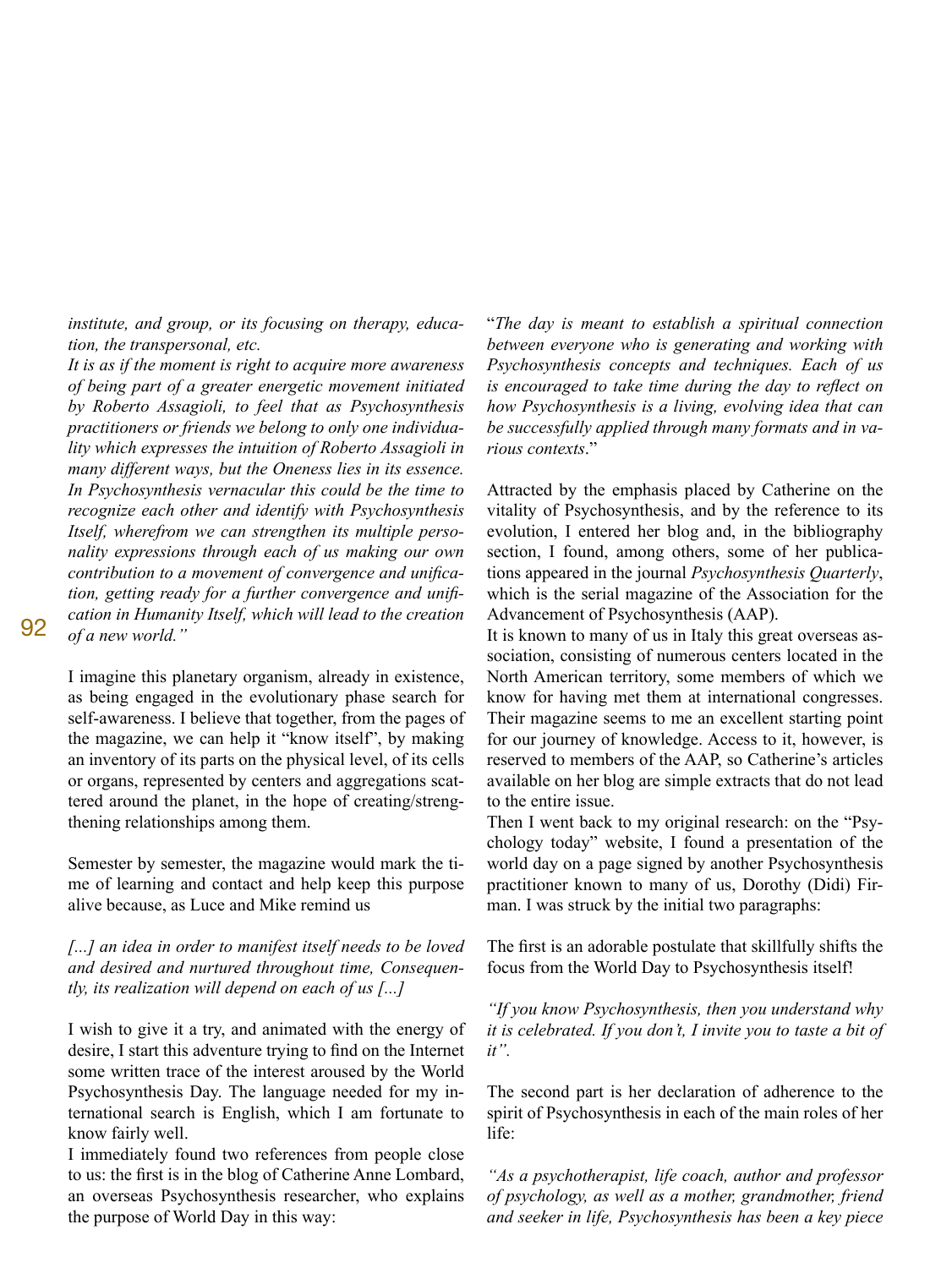*institute, and group, or its focusing on therapy, education, the transpersonal, etc.*
*It is as if the moment is right to acquire more awareness of being part of a greater energetic movement initiated by Roberto Assagioli, to feel that as Psychosynthesis practitioners or friends we belong to only one individuality which expresses the intuition of Roberto Assagioli in many different ways, but the Oneness lies in its essence. In Psychosynthesis vernacular this could be the time to recognize each other and identify with Psychosynthesis Itself, wherefrom we can strengthen its multiple personality expressions through each of us making our own contribution to a movement of convergence and unification, getting ready for a further convergence and unification in Humanity Itself, which will lead to the creation of a new world."*

I imagine this planetary organism, already in existence, as being engaged in the evolutionary phase search for self-awareness. I believe that together, from the pages of the magazine, we can help it "know itself", by making an inventory of its parts on the physical level, of its cells or organs, represented by centers and aggregations scattered around the planet, in the hope of creating/strengthening relationships among them.

Semester by semester, the magazine would mark the time of learning and contact and help keep this purpose alive because, as Luce and Mike remind us

*[...] an idea in order to manifest itself needs to be loved and desired and nurtured throughout time, Consequently, its realization will depend on each of us [...]*

I wish to give it a try, and animated with the energy of desire, I start this adventure trying to find on the Internet some written trace of the interest aroused by the World Psychosynthesis Day. The language needed for my international search is English, which I am fortunate to know fairly well.
I immediately found two references from people close to us: the first is in the blog of Catherine Anne Lombard, an overseas Psychosynthesis researcher, who explains the purpose of World Day in this way:

"*The day is meant to establish a spiritual connection between everyone who is generating and working with Psychosynthesis concepts and techniques. Each of us is encouraged to take time during the day to reflect on how Psychosynthesis is a living, evolving idea that can be successfully applied through many formats and in various contexts*."

Attracted by the emphasis placed by Catherine on the vitality of Psychosynthesis, and by the reference to its evolution, I entered her blog and, in the bibliography section, I found, among others, some of her publications appeared in the journal *Psychosynthesis Quarterly*, which is the serial magazine of the Association for the Advancement of Psychosynthesis (AAP).
It is known to many of us in Italy this great overseas association, consisting of numerous centers located in the North American territory, some members of which we know for having met them at international congresses. Their magazine seems to me an excellent starting point for our journey of knowledge. Access to it, however, is reserved to members of the AAP, so Catherine's articles available on her blog are simple extracts that do not lead to the entire issue.
Then I went back to my original research: on the "Psychology today" website, I found a presentation of the world day on a page signed by another Psychosynthesis practitioner known to many of us, Dorothy (Didi) Firman. I was struck by the initial two paragraphs:

The first is an adorable postulate that skillfully shifts the focus from the World Day to Psychosynthesis itself!

*"If you know Psychosynthesis, then you understand why it is celebrated. If you don't, I invite you to taste a bit of it".*

The second part is her declaration of adherence to the spirit of Psychosynthesis in each of the main roles of her life:

*"As a psychotherapist, life coach, author and professor of psychology, as well as a mother, grandmother, friend and seeker in life, Psychosynthesis has been a key piece*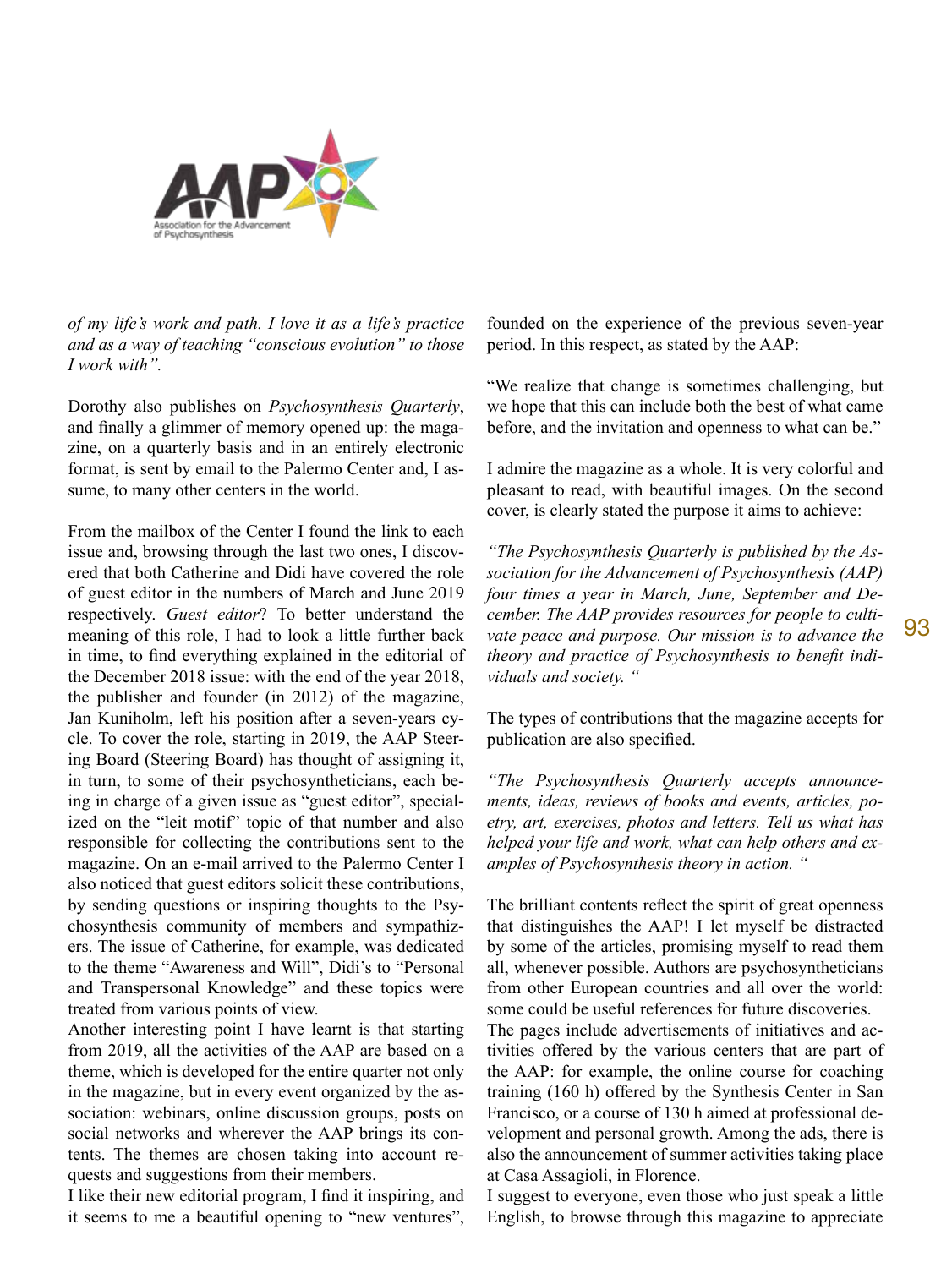*of my life's work and path. I love it as a life's practice and as a way of teaching "conscious evolution" to those I work with".*

Dorothy also publishes on *Psychosynthesis Quarterly*, and finally a glimmer of memory opened up: the magazine, on a quarterly basis and in an entirely electronic format, is sent by email to the Palermo Center and, I assume, to many other centers in the world.

From the mailbox of the Center I found the link to each issue and, browsing through the last two ones, I discovered that both Catherine and Didi have covered the role of guest editor in the numbers of March and June 2019 respectively. *Guest editor*? To better understand the meaning of this role, I had to look a little further back in time, to find everything explained in the editorial of the December 2018 issue: with the end of the year 2018, the publisher and founder (in 2012) of the magazine, Jan Kuniholm, left his position after a seven-years cycle. To cover the role, starting in 2019, the AAP Steering Board (Steering Board) has thought of assigning it, in turn, to some of their psychosyntheticians, each being in charge of a given issue as "guest editor", specialized on the "leit motif" topic of that number and also responsible for collecting the contributions sent to the magazine. On an e-mail arrived to the Palermo Center I also noticed that guest editors solicit these contributions, by sending questions or inspiring thoughts to the Psychosynthesis community of members and sympathizers. The issue of Catherine, for example, was dedicated to the theme "Awareness and Will", Didi's to "Personal and Transpersonal Knowledge" and these topics were treated from various points of view.

Another interesting point I have learnt is that starting from 2019, all the activities of the AAP are based on a theme, which is developed for the entire quarter not only in the magazine, but in every event organized by the association: webinars, online discussion groups, posts on social networks and wherever the AAP brings its contents. The themes are chosen taking into account requests and suggestions from their members.

I like their new editorial program, I find it inspiring, and it seems to me a beautiful opening to "new ventures", founded on the experience of the previous seven-year period. In this respect, as stated by the AAP:

"We realize that change is sometimes challenging, but we hope that this can include both the best of what came before, and the invitation and openness to what can be."

I admire the magazine as a whole. It is very colorful and pleasant to read, with beautiful images. On the second cover, is clearly stated the purpose it aims to achieve:

*"The Psychosynthesis Quarterly is published by the Association for the Advancement of Psychosynthesis (AAP) four times a year in March, June, September and December. The AAP provides resources for people to cultivate peace and purpose. Our mission is to advance the theory and practice of Psychosynthesis to benefit individuals and society. "*

The types of contributions that the magazine accepts for publication are also specified.

*"The Psychosynthesis Quarterly accepts announcements, ideas, reviews of books and events, articles, poetry, art, exercises, photos and letters. Tell us what has helped your life and work, what can help others and examples of Psychosynthesis theory in action. "*

The brilliant contents reflect the spirit of great openness that distinguishes the AAP! I let myself be distracted by some of the articles, promising myself to read them all, whenever possible. Authors are psychosyntheticians from other European countries and all over the world: some could be useful references for future discoveries.

The pages include advertisements of initiatives and activities offered by the various centers that are part of the AAP: for example, the online course for coaching training (160 h) offered by the Synthesis Center in San Francisco, or a course of 130 h aimed at professional development and personal growth. Among the ads, there is also the announcement of summer activities taking place at Casa Assagioli, in Florence.

I suggest to everyone, even those who just speak a little English, to browse through this magazine to appreciate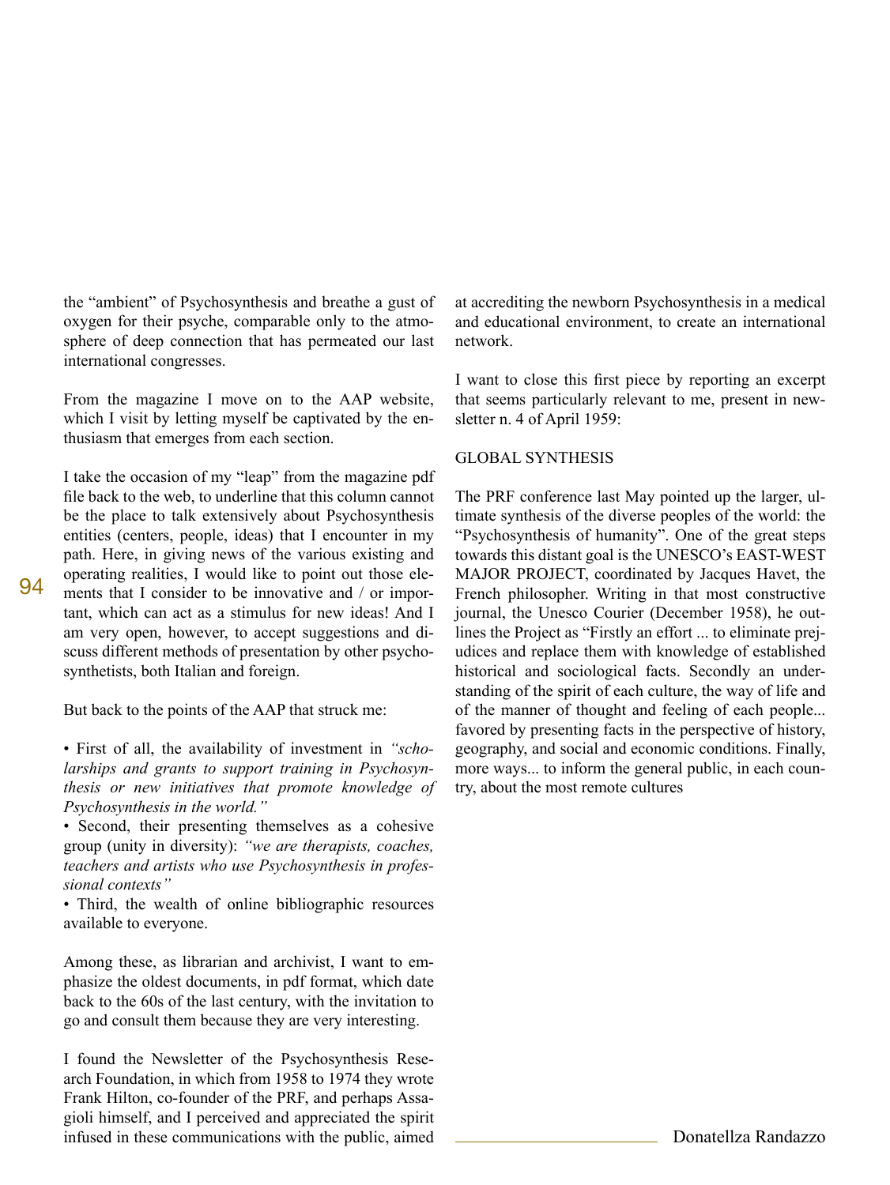the "ambient" of Psychosynthesis and breathe a gust of oxygen for their psyche, comparable only to the atmosphere of deep connection that has permeated our last international congresses.

From the magazine I move on to the AAP website, which I visit by letting myself be captivated by the enthusiasm that emerges from each section.

I take the occasion of my "leap" from the magazine pdf file back to the web, to underline that this column cannot be the place to talk extensively about Psychosynthesis entities (centers, people, ideas) that I encounter in my path. Here, in giving news of the various existing and operating realities, I would like to point out those elements that I consider to be innovative and / or important, which can act as a stimulus for new ideas! And I am very open, however, to accept suggestions and discuss different methods of presentation by other psychosynthetists, both Italian and foreign.

But back to the points of the AAP that struck me:

- First of all, the availability of investment in *"scholarships and grants to support training in Psychosynthesis or new initiatives that promote knowledge of Psychosynthesis in the world."*
- Second, their presenting themselves as a cohesive group (unity in diversity): *"we are therapists, coaches, teachers and artists who use Psychosynthesis in professional contexts"*
- Third, the wealth of online bibliographic resources available to everyone.

Among these, as librarian and archivist, I want to emphasize the oldest documents, in pdf format, which date back to the 60s of the last century, with the invitation to go and consult them because they are very interesting.

I found the Newsletter of the Psychosynthesis Research Foundation, in which from 1958 to 1974 they wrote Frank Hilton, co-founder of the PRF, and perhaps Assagioli himself, and I perceived and appreciated the spirit infused in these communications with the public, aimed at accrediting the newborn Psychosynthesis in a medical and educational environment, to create an international network.

I want to close this first piece by reporting an excerpt that seems particularly relevant to me, present in newsletter n. 4 of April 1959:

GLOBAL SYNTHESIS

The PRF conference last May pointed up the larger, ultimate synthesis of the diverse peoples of the world: the "Psychosynthesis of humanity". One of the great steps towards this distant goal is the UNESCO's EAST-WEST MAJOR PROJECT, coordinated by Jacques Havet, the French philosopher. Writing in that most constructive journal, the Unesco Courier (December 1958), he outlines the Project as "Firstly an effort ... to eliminate prejudices and replace them with knowledge of established historical and sociological facts. Secondly an understanding of the spirit of each culture, the way of life and of the manner of thought and feeling of each people... favored by presenting facts in the perspective of history, geography, and social and economic conditions. Finally, more ways... to inform the general public, in each country, about the most remote cultures

Donatellza Randazzo